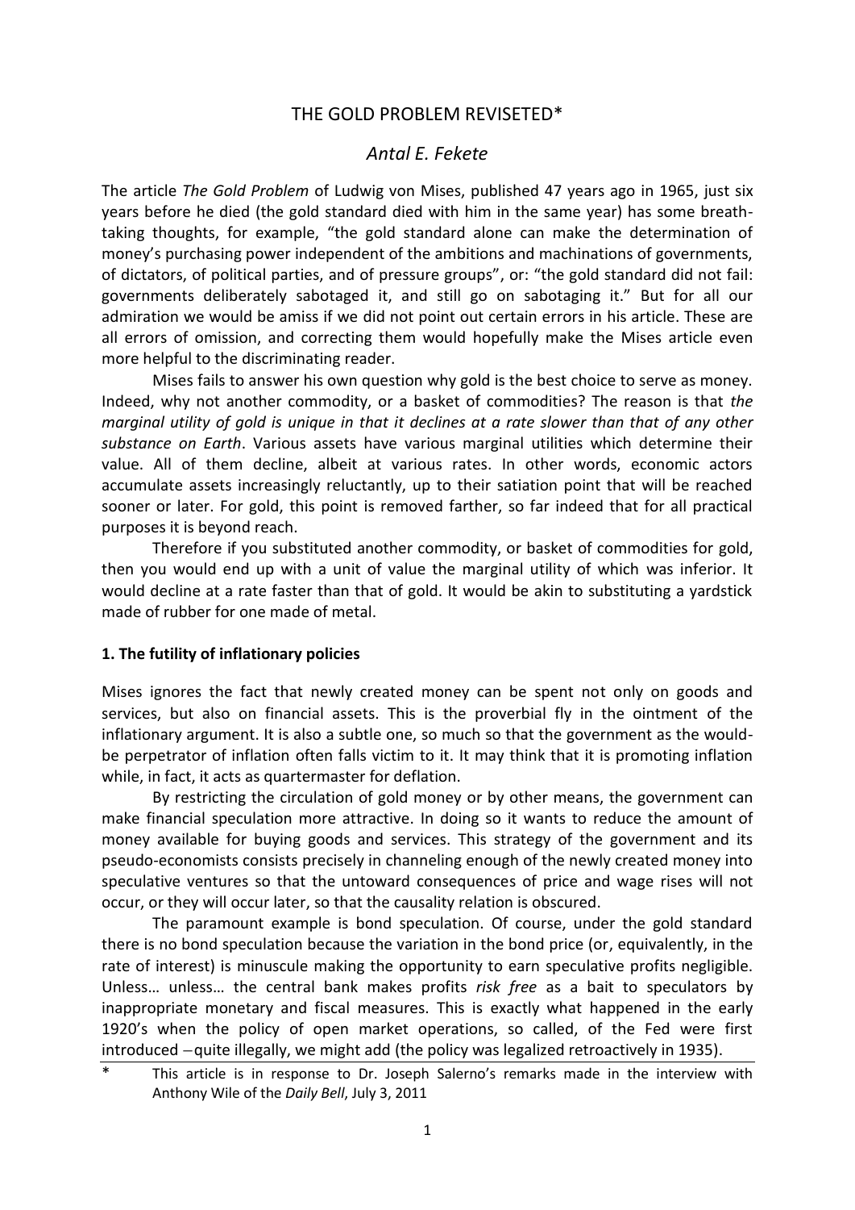# THE GOLD PROBLEM REVISETED*

## *Antal E. Fekete*

The article *The Gold Problem* of Ludwig von Mises, published 47 years ago in 1965, just six years before he died (the gold standard died with him in the same year) has some breath-taking thoughts, for example, "the gold standard alone can make the determination of money's purchasing power independent of the ambitions and machinations of governments, of dictators, of political parties, and of pressure groups", or: "the gold standard did not fail: governments deliberately sabotaged it, and still go on sabotaging it." But for all our admiration we would be amiss if we did not point out certain errors in his article. These are all errors of omission, and correcting them would hopefully make the Mises article even more helpful to the discriminating reader.

Mises fails to answer his own question why gold is the best choice to serve as money. Indeed, why not another commodity, or a basket of commodities? The reason is that *the marginal utility of gold is unique in that it declines at a rate slower than that of any other substance on Earth*. Various assets have various marginal utilities which determine their value. All of them decline, albeit at various rates. In other words, economic actors accumulate assets increasingly reluctantly, up to their satiation point that will be reached sooner or later. For gold, this point is removed farther, so far indeed that for all practical purposes it is beyond reach.

Therefore if you substituted another commodity, or basket of commodities for gold, then you would end up with a unit of value the marginal utility of which was inferior. It would decline at a rate faster than that of gold. It would be akin to substituting a yardstick made of rubber for one made of metal.

### 1. The futility of inflationary policies

Mises ignores the fact that newly created money can be spent not only on goods and services, but also on financial assets. This is the proverbial fly in the ointment of the inflationary argument. It is also a subtle one, so much so that the government as the would-be perpetrator of inflation often falls victim to it. It may think that it is promoting inflation while, in fact, it acts as quartermaster for deflation.

By restricting the circulation of gold money or by other means, the government can make financial speculation more attractive. In doing so it wants to reduce the amount of money available for buying goods and services. This strategy of the government and its pseudo-economists consists precisely in channeling enough of the newly created money into speculative ventures so that the untoward consequences of price and wage rises will not occur, or they will occur later, so that the causality relation is obscured.

The paramount example is bond speculation. Of course, under the gold standard there is no bond speculation because the variation in the bond price (or, equivalently, in the rate of interest) is minuscule making the opportunity to earn speculative profits negligible. Unless… unless… the central bank makes profits *risk free* as a bait to speculators by inappropriate monetary and fiscal measures. This is exactly what happened in the early 1920's when the policy of open market operations, so called, of the Fed were first introduced −quite illegally, we might add (the policy was legalized retroactively in 1935).

\* This article is in response to Dr. Joseph Salerno's remarks made in the interview with Anthony Wile of the *Daily Bell*, July 3, 2011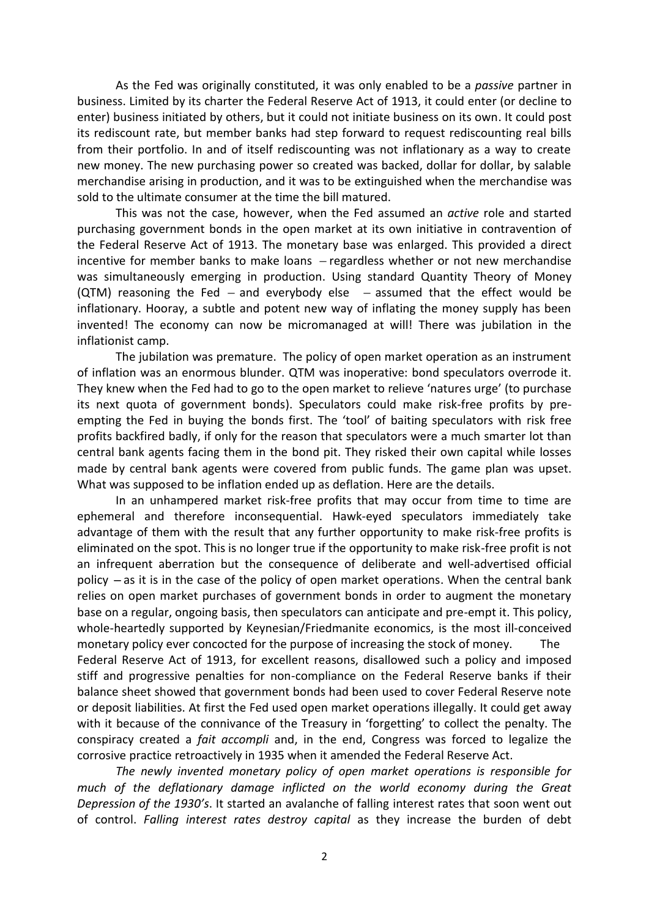As the Fed was originally constituted, it was only enabled to be a *passive* partner in business. Limited by its charter the Federal Reserve Act of 1913, it could enter (or decline to enter) business initiated by others, but it could not initiate business on its own. It could post its rediscount rate, but member banks had step forward to request rediscounting real bills from their portfolio. In and of itself rediscounting was not inflationary as a way to create new money. The new purchasing power so created was backed, dollar for dollar, by salable merchandise arising in production, and it was to be extinguished when the merchandise was sold to the ultimate consumer at the time the bill matured.

This was not the case, however, when the Fed assumed an *active* role and started purchasing government bonds in the open market at its own initiative in contravention of the Federal Reserve Act of 1913. The monetary base was enlarged. This provided a direct incentive for member banks to make loans – regardless whether or not new merchandise was simultaneously emerging in production. Using standard Quantity Theory of Money (QTM) reasoning the Fed – and everybody else – assumed that the effect would be inflationary. Hooray, a subtle and potent new way of inflating the money supply has been invented! The economy can now be micromanaged at will! There was jubilation in the inflationist camp.

The jubilation was premature. The policy of open market operation as an instrument of inflation was an enormous blunder. QTM was inoperative: bond speculators overrode it. They knew when the Fed had to go to the open market to relieve 'natures urge' (to purchase its next quota of government bonds). Speculators could make risk-free profits by pre-empting the Fed in buying the bonds first. The 'tool' of baiting speculators with risk free profits backfired badly, if only for the reason that speculators were a much smarter lot than central bank agents facing them in the bond pit. They risked their own capital while losses made by central bank agents were covered from public funds. The game plan was upset. What was supposed to be inflation ended up as deflation. Here are the details.

In an unhampered market risk-free profits that may occur from time to time are ephemeral and therefore inconsequential. Hawk-eyed speculators immediately take advantage of them with the result that any further opportunity to make risk-free profits is eliminated on the spot. This is no longer true if the opportunity to make risk-free profit is not an infrequent aberration but the consequence of deliberate and well-advertised official policy – as it is in the case of the policy of open market operations. When the central bank relies on open market purchases of government bonds in order to augment the monetary base on a regular, ongoing basis, then speculators can anticipate and pre-empt it. This policy, whole-heartedly supported by Keynesian/Friedmanite economics, is the most ill-conceived monetary policy ever concocted for the purpose of increasing the stock of money. The Federal Reserve Act of 1913, for excellent reasons, disallowed such a policy and imposed stiff and progressive penalties for non-compliance on the Federal Reserve banks if their balance sheet showed that government bonds had been used to cover Federal Reserve note or deposit liabilities. At first the Fed used open market operations illegally. It could get away with it because of the connivance of the Treasury in 'forgetting' to collect the penalty. The conspiracy created a *fait accompli* and, in the end, Congress was forced to legalize the corrosive practice retroactively in 1935 when it amended the Federal Reserve Act.

*The newly invented monetary policy of open market operations is responsible for much of the deflationary damage inflicted on the world economy during the Great Depression of the 1930's*. It started an avalanche of falling interest rates that soon went out of control. *Falling interest rates destroy capital* as they increase the burden of debt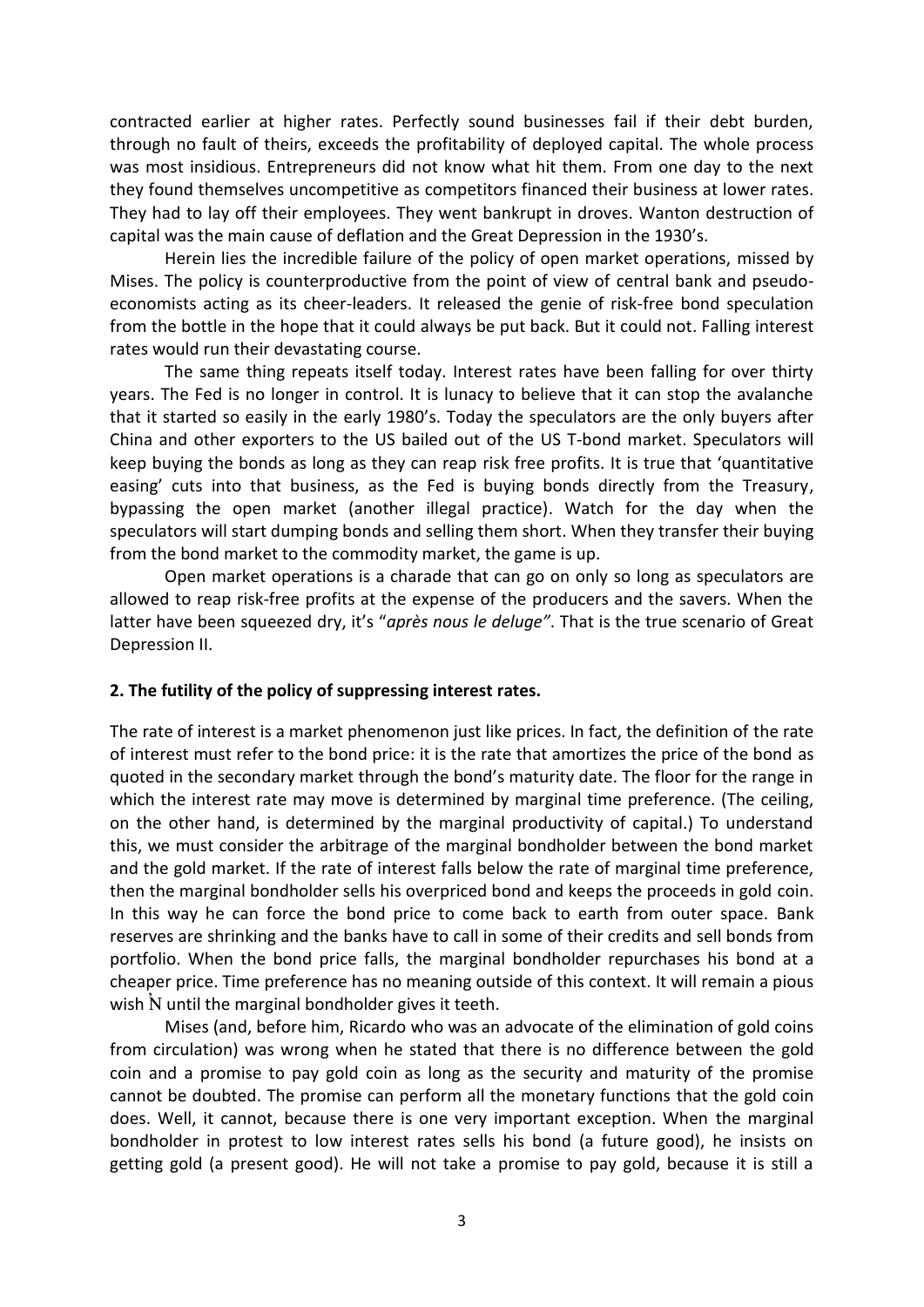contracted earlier at higher rates. Perfectly sound businesses fail if their debt burden, through no fault of theirs, exceeds the profitability of deployed capital. The whole process was most insidious. Entrepreneurs did not know what hit them. From one day to the next they found themselves uncompetitive as competitors financed their business at lower rates. They had to lay off their employees. They went bankrupt in droves. Wanton destruction of capital was the main cause of deflation and the Great Depression in the 1930's.

Herein lies the incredible failure of the policy of open market operations, missed by Mises. The policy is counterproductive from the point of view of central bank and pseudo-economists acting as its cheer-leaders. It released the genie of risk-free bond speculation from the bottle in the hope that it could always be put back. But it could not. Falling interest rates would run their devastating course.

The same thing repeats itself today. Interest rates have been falling for over thirty years. The Fed is no longer in control. It is lunacy to believe that it can stop the avalanche that it started so easily in the early 1980's. Today the speculators are the only buyers after China and other exporters to the US bailed out of the US T-bond market. Speculators will keep buying the bonds as long as they can reap risk free profits. It is true that 'quantitative easing' cuts into that business, as the Fed is buying bonds directly from the Treasury, bypassing the open market (another illegal practice). Watch for the day when the speculators will start dumping bonds and selling them short. When they transfer their buying from the bond market to the commodity market, the game is up.

Open market operations is a charade that can go on only so long as speculators are allowed to reap risk-free profits at the expense of the producers and the savers. When the latter have been squeezed dry, it's "*après nous le deluge*". That is the true scenario of Great Depression II.

**2. The futility of the policy of suppressing interest rates.**

The rate of interest is a market phenomenon just like prices. In fact, the definition of the rate of interest must refer to the bond price: it is the rate that amortizes the price of the bond as quoted in the secondary market through the bond's maturity date. The floor for the range in which the interest rate may move is determined by marginal time preference. (The ceiling, on the other hand, is determined by the marginal productivity of capital.) To understand this, we must consider the arbitrage of the marginal bondholder between the bond market and the gold market. If the rate of interest falls below the rate of marginal time preference, then the marginal bondholder sells his overpriced bond and keeps the proceeds in gold coin. In this way he can force the bond price to come back to earth from outer space. Bank reserves are shrinking and the banks have to call in some of their credits and sell bonds from portfolio. When the bond price falls, the marginal bondholder repurchases his bond at a cheaper price. Time preference has no meaning outside of this context. It will remain a pious wish Ǹ until the marginal bondholder gives it teeth.

Mises (and, before him, Ricardo who was an advocate of the elimination of gold coins from circulation) was wrong when he stated that there is no difference between the gold coin and a promise to pay gold coin as long as the security and maturity of the promise cannot be doubted. The promise can perform all the monetary functions that the gold coin does. Well, it cannot, because there is one very important exception. When the marginal bondholder in protest to low interest rates sells his bond (a future good), he insists on getting gold (a present good). He will not take a promise to pay gold, because it is still a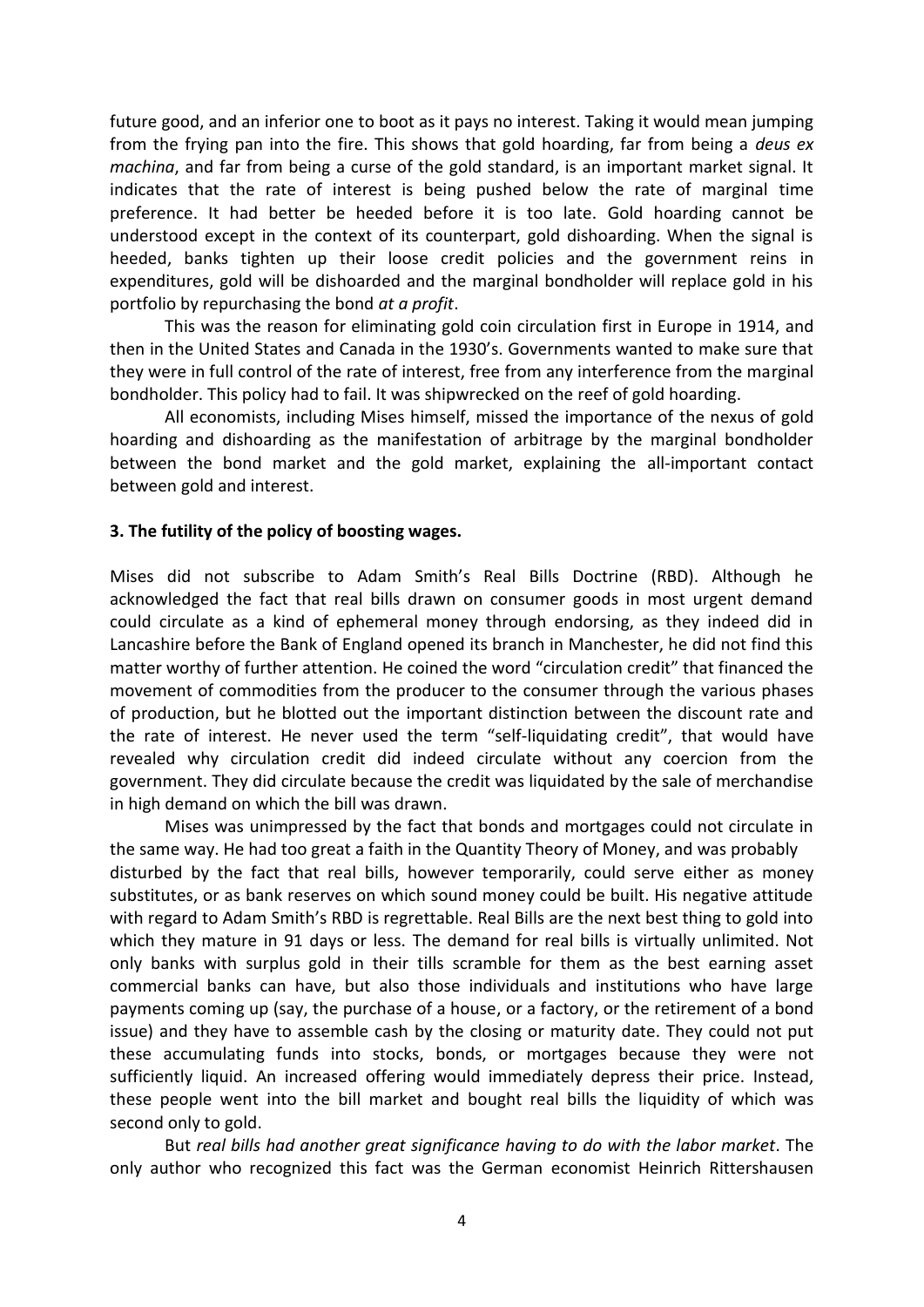future good, and an inferior one to boot as it pays no interest. Taking it would mean jumping from the frying pan into the fire. This shows that gold hoarding, far from being a *deus ex machina*, and far from being a curse of the gold standard, is an important market signal. It indicates that the rate of interest is being pushed below the rate of marginal time preference. It had better be heeded before it is too late. Gold hoarding cannot be understood except in the context of its counterpart, gold dishoarding. When the signal is heeded, banks tighten up their loose credit policies and the government reins in expenditures, gold will be dishoarded and the marginal bondholder will replace gold in his portfolio by repurchasing the bond *at a profit*.

This was the reason for eliminating gold coin circulation first in Europe in 1914, and then in the United States and Canada in the 1930's. Governments wanted to make sure that they were in full control of the rate of interest, free from any interference from the marginal bondholder. This policy had to fail. It was shipwrecked on the reef of gold hoarding.

All economists, including Mises himself, missed the importance of the nexus of gold hoarding and dishoarding as the manifestation of arbitrage by the marginal bondholder between the bond market and the gold market, explaining the all-important contact between gold and interest.

### 3. The futility of the policy of boosting wages.

Mises did not subscribe to Adam Smith's Real Bills Doctrine (RBD). Although he acknowledged the fact that real bills drawn on consumer goods in most urgent demand could circulate as a kind of ephemeral money through endorsing, as they indeed did in Lancashire before the Bank of England opened its branch in Manchester, he did not find this matter worthy of further attention. He coined the word "circulation credit" that financed the movement of commodities from the producer to the consumer through the various phases of production, but he blotted out the important distinction between the discount rate and the rate of interest. He never used the term "self-liquidating credit", that would have revealed why circulation credit did indeed circulate without any coercion from the government. They did circulate because the credit was liquidated by the sale of merchandise in high demand on which the bill was drawn.

Mises was unimpressed by the fact that bonds and mortgages could not circulate in the same way. He had too great a faith in the Quantity Theory of Money, and was probably disturbed by the fact that real bills, however temporarily, could serve either as money substitutes, or as bank reserves on which sound money could be built. His negative attitude with regard to Adam Smith's RBD is regrettable. Real Bills are the next best thing to gold into which they mature in 91 days or less. The demand for real bills is virtually unlimited. Not only banks with surplus gold in their tills scramble for them as the best earning asset commercial banks can have, but also those individuals and institutions who have large payments coming up (say, the purchase of a house, or a factory, or the retirement of a bond issue) and they have to assemble cash by the closing or maturity date. They could not put these accumulating funds into stocks, bonds, or mortgages because they were not sufficiently liquid. An increased offering would immediately depress their price. Instead, these people went into the bill market and bought real bills the liquidity of which was second only to gold.

But *real bills had another great significance having to do with the labor market*. The only author who recognized this fact was the German economist Heinrich Rittershausen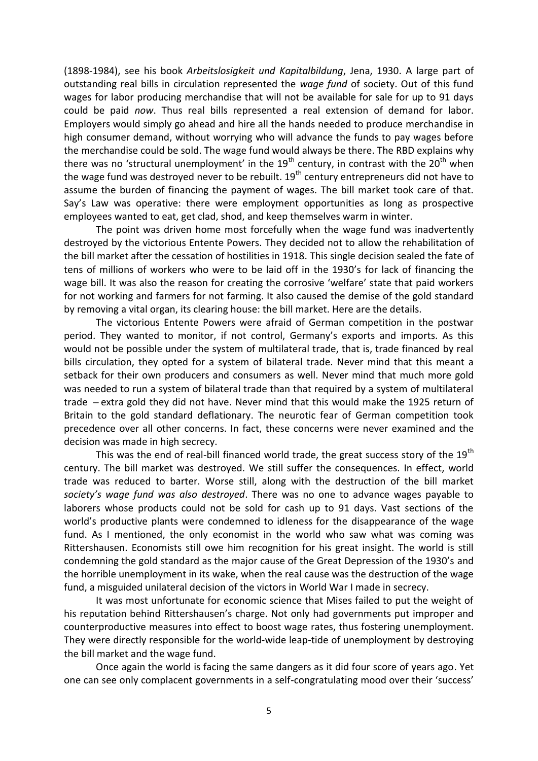(1898-1984), see his book *Arbeitslosigkeit und Kapitalbildung*, Jena, 1930. A large part of outstanding real bills in circulation represented the *wage fund* of society. Out of this fund wages for labor producing merchandise that will not be available for sale for up to 91 days could be paid *now*. Thus real bills represented a real extension of demand for labor. Employers would simply go ahead and hire all the hands needed to produce merchandise in high consumer demand, without worrying who will advance the funds to pay wages before the merchandise could be sold. The wage fund would always be there. The RBD explains why there was no 'structural unemployment' in the 19th century, in contrast with the 20th when the wage fund was destroyed never to be rebuilt. 19th century entrepreneurs did not have to assume the burden of financing the payment of wages. The bill market took care of that. Say's Law was operative: there were employment opportunities as long as prospective employees wanted to eat, get clad, shod, and keep themselves warm in winter.

The point was driven home most forcefully when the wage fund was inadvertently destroyed by the victorious Entente Powers. They decided not to allow the rehabilitation of the bill market after the cessation of hostilities in 1918. This single decision sealed the fate of tens of millions of workers who were to be laid off in the 1930's for lack of financing the wage bill. It was also the reason for creating the corrosive 'welfare' state that paid workers for not working and farmers for not farming. It also caused the demise of the gold standard by removing a vital organ, its clearing house: the bill market. Here are the details.

The victorious Entente Powers were afraid of German competition in the postwar period. They wanted to monitor, if not control, Germany's exports and imports. As this would not be possible under the system of multilateral trade, that is, trade financed by real bills circulation, they opted for a system of bilateral trade. Never mind that this meant a setback for their own producers and consumers as well. Never mind that much more gold was needed to run a system of bilateral trade than that required by a system of multilateral trade – extra gold they did not have. Never mind that this would make the 1925 return of Britain to the gold standard deflationary. The neurotic fear of German competition took precedence over all other concerns. In fact, these concerns were never examined and the decision was made in high secrecy.

This was the end of real-bill financed world trade, the great success story of the 19th century. The bill market was destroyed. We still suffer the consequences. In effect, world trade was reduced to barter. Worse still, along with the destruction of the bill market *society's wage fund was also destroyed*. There was no one to advance wages payable to laborers whose products could not be sold for cash up to 91 days. Vast sections of the world's productive plants were condemned to idleness for the disappearance of the wage fund. As I mentioned, the only economist in the world who saw what was coming was Rittershausen. Economists still owe him recognition for his great insight. The world is still condemning the gold standard as the major cause of the Great Depression of the 1930's and the horrible unemployment in its wake, when the real cause was the destruction of the wage fund, a misguided unilateral decision of the victors in World War I made in secrecy.

It was most unfortunate for economic science that Mises failed to put the weight of his reputation behind Rittershausen's charge. Not only had governments put improper and counterproductive measures into effect to boost wage rates, thus fostering unemployment. They were directly responsible for the world-wide leap-tide of unemployment by destroying the bill market and the wage fund.

Once again the world is facing the same dangers as it did four score of years ago. Yet one can see only complacent governments in a self-congratulating mood over their 'success'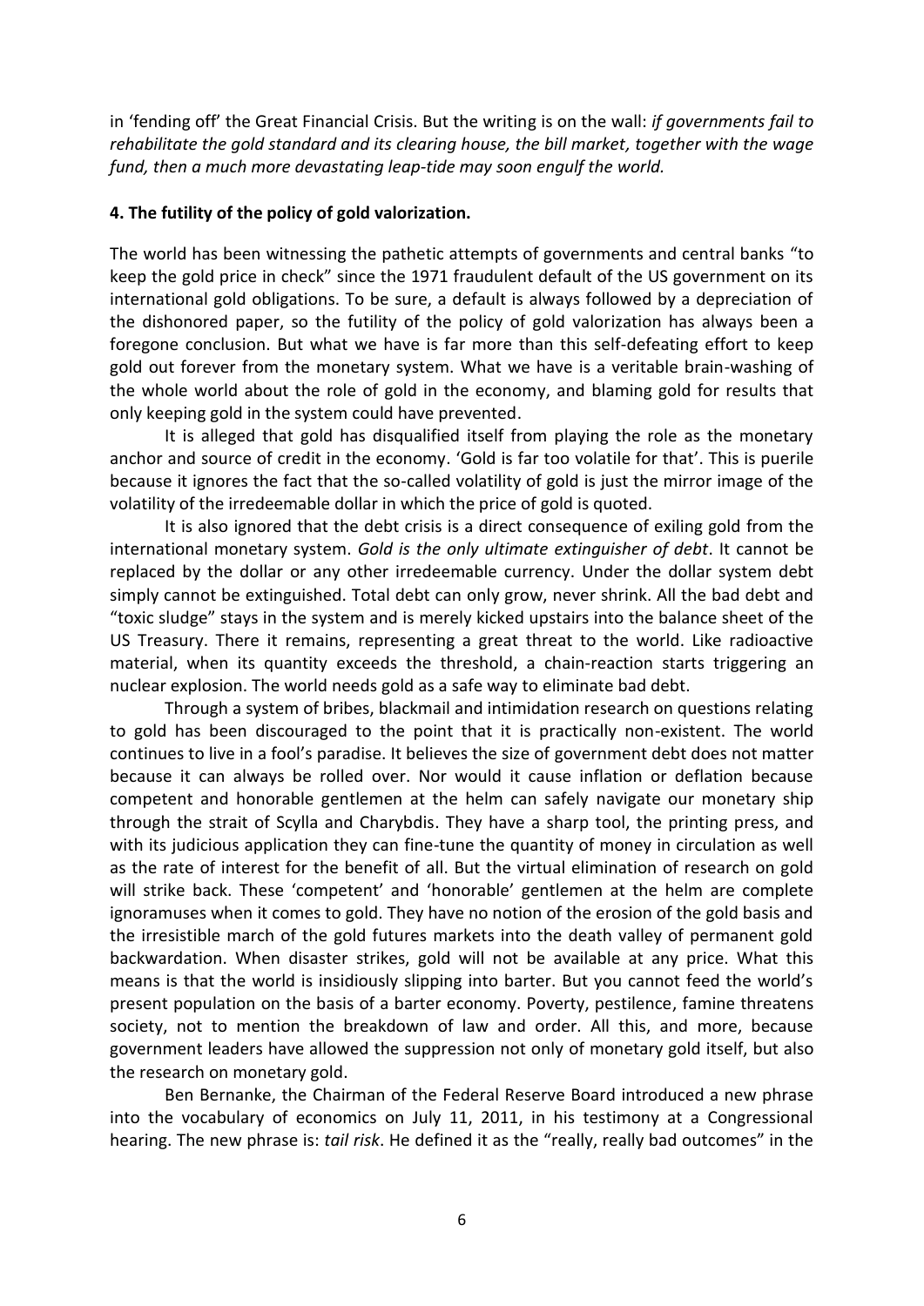in 'fending off' the Great Financial Crisis. But the writing is on the wall: *if governments fail to rehabilitate the gold standard and its clearing house, the bill market, together with the wage fund, then a much more devastating leap-tide may soon engulf the world.*

**4. The futility of the policy of gold valorization.**

The world has been witnessing the pathetic attempts of governments and central banks "to keep the gold price in check" since the 1971 fraudulent default of the US government on its international gold obligations. To be sure, a default is always followed by a depreciation of the dishonored paper, so the futility of the policy of gold valorization has always been a foregone conclusion. But what we have is far more than this self-defeating effort to keep gold out forever from the monetary system. What we have is a veritable brain-washing of the whole world about the role of gold in the economy, and blaming gold for results that only keeping gold in the system could have prevented.

It is alleged that gold has disqualified itself from playing the role as the monetary anchor and source of credit in the economy. 'Gold is far too volatile for that'. This is puerile because it ignores the fact that the so-called volatility of gold is just the mirror image of the volatility of the irredeemable dollar in which the price of gold is quoted.

It is also ignored that the debt crisis is a direct consequence of exiling gold from the international monetary system. *Gold is the only ultimate extinguisher of debt*. It cannot be replaced by the dollar or any other irredeemable currency. Under the dollar system debt simply cannot be extinguished. Total debt can only grow, never shrink. All the bad debt and "toxic sludge" stays in the system and is merely kicked upstairs into the balance sheet of the US Treasury. There it remains, representing a great threat to the world. Like radioactive material, when its quantity exceeds the threshold, a chain-reaction starts triggering an nuclear explosion. The world needs gold as a safe way to eliminate bad debt.

Through a system of bribes, blackmail and intimidation research on questions relating to gold has been discouraged to the point that it is practically non-existent. The world continues to live in a fool's paradise. It believes the size of government debt does not matter because it can always be rolled over. Nor would it cause inflation or deflation because competent and honorable gentlemen at the helm can safely navigate our monetary ship through the strait of Scylla and Charybdis. They have a sharp tool, the printing press, and with its judicious application they can fine-tune the quantity of money in circulation as well as the rate of interest for the benefit of all. But the virtual elimination of research on gold will strike back. These 'competent' and 'honorable' gentlemen at the helm are complete ignoramuses when it comes to gold. They have no notion of the erosion of the gold basis and the irresistible march of the gold futures markets into the death valley of permanent gold backwardation. When disaster strikes, gold will not be available at any price. What this means is that the world is insidiously slipping into barter. But you cannot feed the world's present population on the basis of a barter economy. Poverty, pestilence, famine threatens society, not to mention the breakdown of law and order. All this, and more, because government leaders have allowed the suppression not only of monetary gold itself, but also the research on monetary gold.

Ben Bernanke, the Chairman of the Federal Reserve Board introduced a new phrase into the vocabulary of economics on July 11, 2011, in his testimony at a Congressional hearing. The new phrase is: *tail risk*. He defined it as the "really, really bad outcomes" in the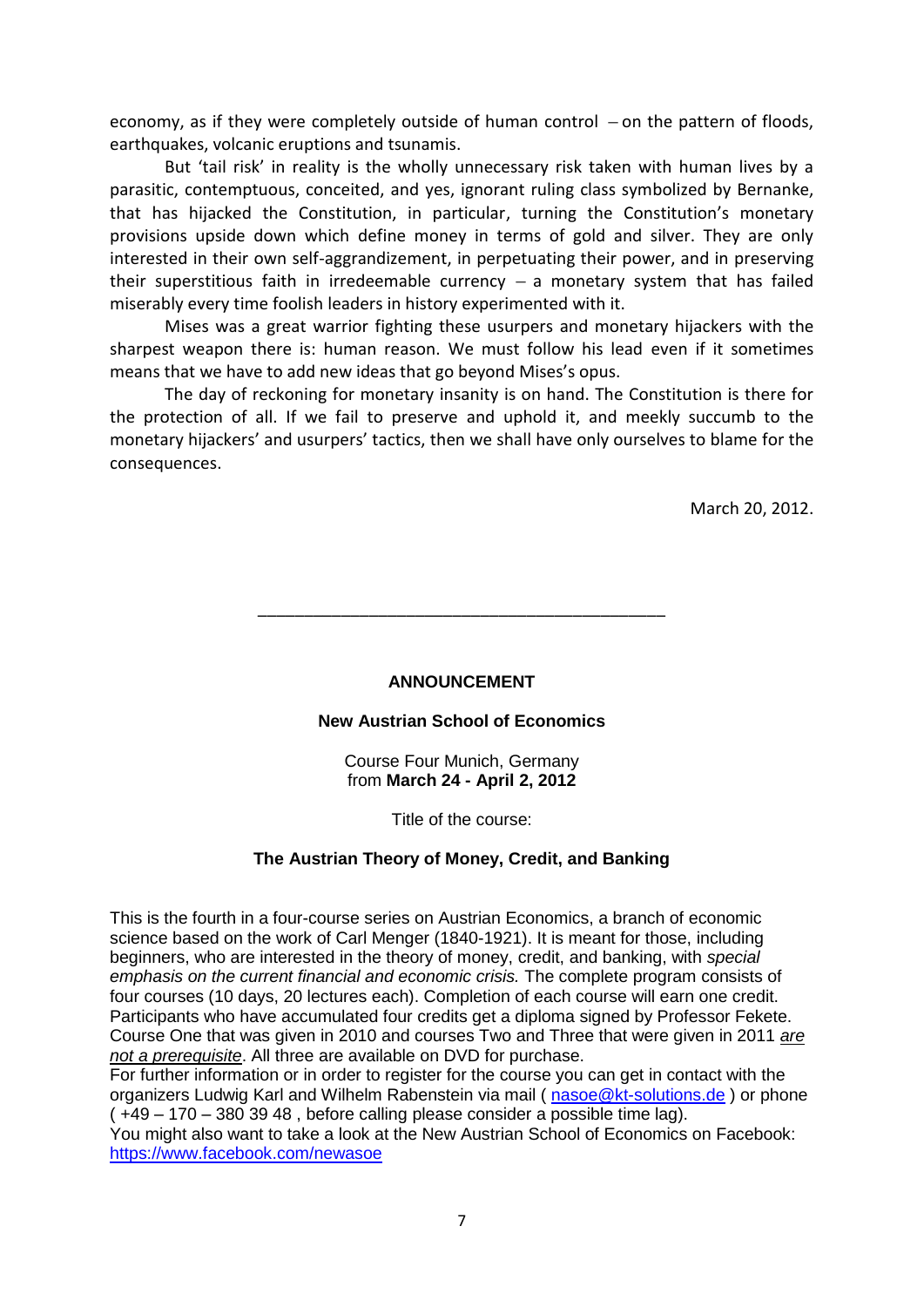economy, as if they were completely outside of human control – on the pattern of floods, earthquakes, volcanic eruptions and tsunamis.

But 'tail risk' in reality is the wholly unnecessary risk taken with human lives by a parasitic, contemptuous, conceited, and yes, ignorant ruling class symbolized by Bernanke, that has hijacked the Constitution, in particular, turning the Constitution's monetary provisions upside down which define money in terms of gold and silver. They are only interested in their own self-aggrandizement, in perpetuating their power, and in preserving their superstitious faith in irredeemable currency – a monetary system that has failed miserably every time foolish leaders in history experimented with it.

Mises was a great warrior fighting these usurpers and monetary hijackers with the sharpest weapon there is: human reason. We must follow his lead even if it sometimes means that we have to add new ideas that go beyond Mises's opus.

The day of reckoning for monetary insanity is on hand. The Constitution is there for the protection of all. If we fail to preserve and uphold it, and meekly succumb to the monetary hijackers' and usurpers' tactics, then we shall have only ourselves to blame for the consequences.

March 20, 2012.

---

**ANNOUNCEMENT**

**New Austrian School of Economics**

Course Four Munich, Germany
from **March 24 - April 2, 2012**

Title of the course:

**The Austrian Theory of Money, Credit, and Banking**

This is the fourth in a four-course series on Austrian Economics, a branch of economic science based on the work of Carl Menger (1840-1921). It is meant for those, including beginners, who are interested in the theory of money, credit, and banking, with *special emphasis on the current financial and economic crisis.* The complete program consists of four courses (10 days, 20 lectures each). Completion of each course will earn one credit. Participants who have accumulated four credits get a diploma signed by Professor Fekete. Course One that was given in 2010 and courses Two and Three that were given in 2011 *are not a prerequisite*. All three are available on DVD for purchase.
For further information or in order to register for the course you can get in contact with the organizers Ludwig Karl and Wilhelm Rabenstein via mail ( nasoe@kt-solutions.de ) or phone ( +49 – 170 – 380 39 48 , before calling please consider a possible time lag).
You might also want to take a look at the New Austrian School of Economics on Facebook: https://www.facebook.com/newasoe